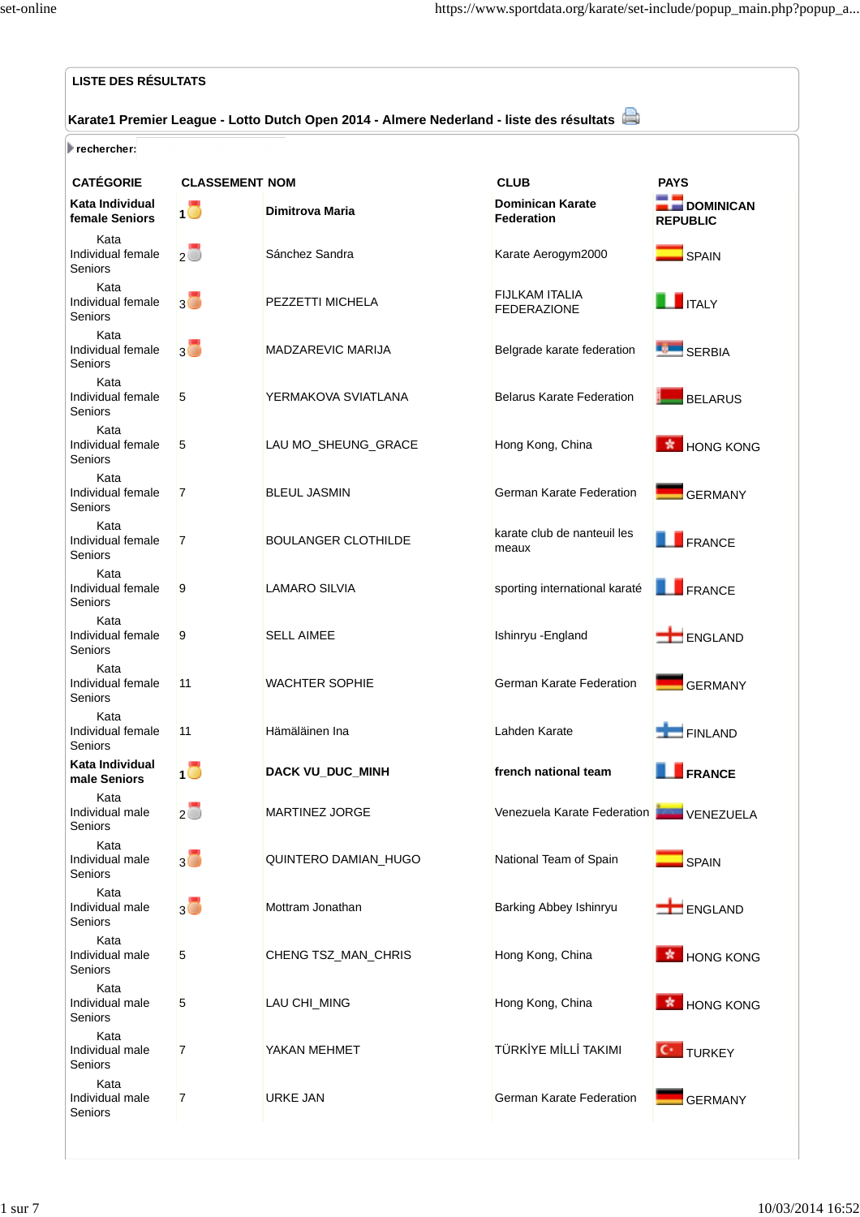## LISTE DES RÉSULTATS

**Karate1 Premier League - Lotto Dutch Open 2014 - Almere Nederland - liste des résultats**

rechercher:

| CATÉGORIE | CLASSEMENT | NOM | CLUB | PAYS |
|---|---|---|---|---|
| **Kata Individual female Seniors** | **1** | **Dimitrova Maria** | **Dominican Karate Federation** | **DOMINICAN REPUBLIC** |
| Kata Individual female Seniors | 2 | Sánchez Sandra | Karate Aerogym2000 | SPAIN |
| Kata Individual female Seniors | 3 | PEZZETTI MICHELA | FIJLKAM ITALIA FEDERAZIONE | ITALY |
| Kata Individual female Seniors | 3 | MADZAREVIC MARIJA | Belgrade karate federation | SERBIA |
| Kata Individual female Seniors | 5 | YERMAKOVA SVIATLANA | Belarus Karate Federation | BELARUS |
| Kata Individual female Seniors | 5 | LAU MO_SHEUNG_GRACE | Hong Kong, China | HONG KONG |
| Kata Individual female Seniors | 7 | BLEUL JASMIN | German Karate Federation | GERMANY |
| Kata Individual female Seniors | 7 | BOULANGER CLOTHILDE | karate club de nanteuil les meaux | FRANCE |
| Kata Individual female Seniors | 9 | LAMARO SILVIA | sporting international karaté | FRANCE |
| Kata Individual female Seniors | 9 | SELL AIMEE | Ishinryu -England | ENGLAND |
| Kata Individual female Seniors | 11 | WACHTER SOPHIE | German Karate Federation | GERMANY |
| Kata Individual female Seniors | 11 | Hämäläinen Ina | Lahden Karate | FINLAND |
| **Kata Individual male Seniors** | **1** | **DACK VU_DUC_MINH** | **french national team** | **FRANCE** |
| Kata Individual male Seniors | 2 | MARTINEZ JORGE | Venezuela Karate Federation | VENEZUELA |
| Kata Individual male Seniors | 3 | QUINTERO DAMIAN_HUGO | National Team of Spain | SPAIN |
| Kata Individual male Seniors | 3 | Mottram Jonathan | Barking Abbey Ishinryu | ENGLAND |
| Kata Individual male Seniors | 5 | CHENG TSZ_MAN_CHRIS | Hong Kong, China | HONG KONG |
| Kata Individual male Seniors | 5 | LAU CHI_MING | Hong Kong, China | HONG KONG |
| Kata Individual male Seniors | 7 | YAKAN MEHMET | TÜRKİYE MİLLİ TAKIMI | TURKEY |
| Kata Individual male Seniors | 7 | URKE JAN | German Karate Federation | GERMANY |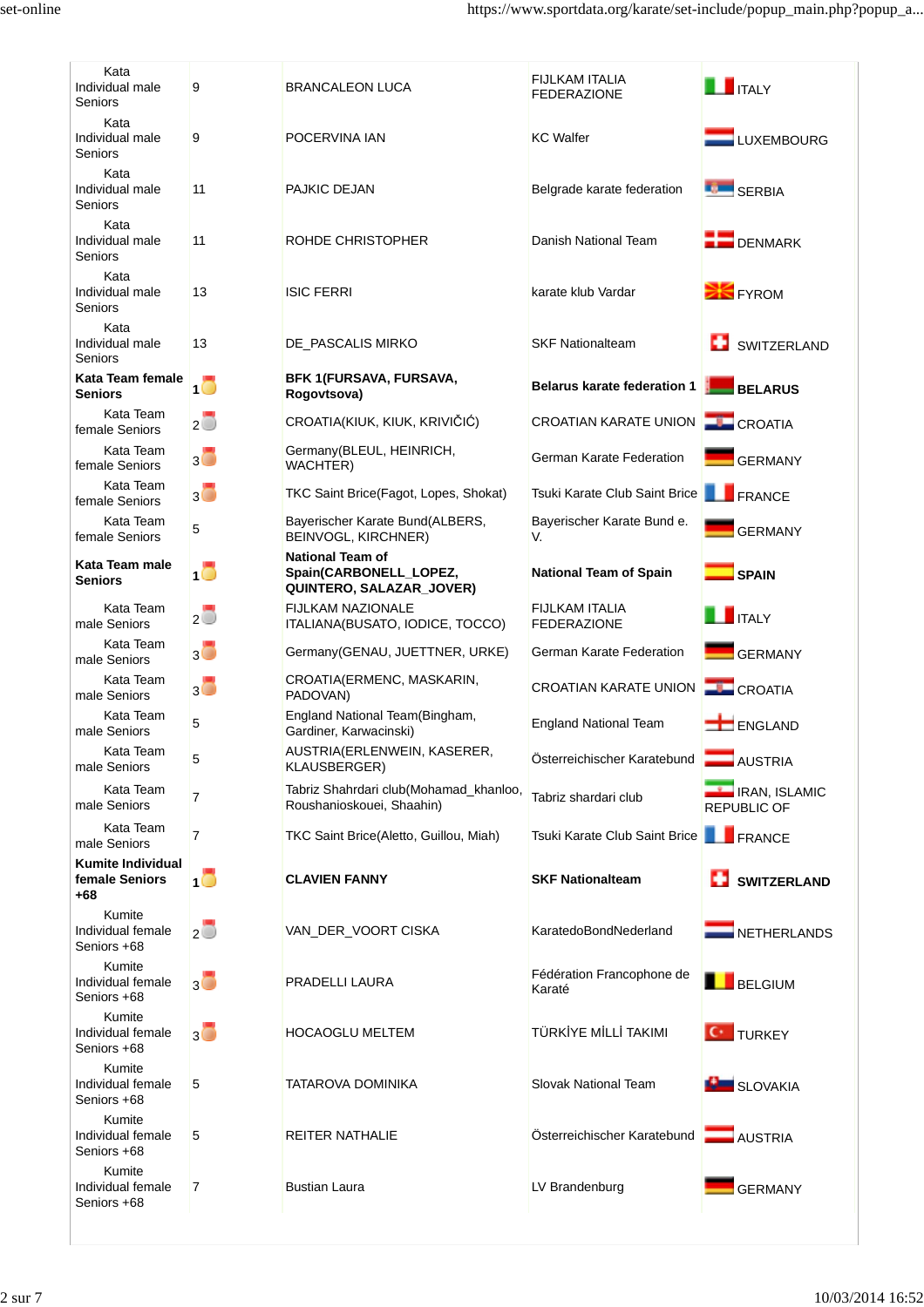| | | | | |
|---|---|---|---|---|
| Kata Individual male Seniors | 9 | BRANCALEON LUCA | FIJLKAM ITALIA FEDERAZIONE | ITALY |
| Kata Individual male Seniors | 9 | POCERVINA IAN | KC Walfer | LUXEMBOURG |
| Kata Individual male Seniors | 11 | PAJKIC DEJAN | Belgrade karate federation | SERBIA |
| Kata Individual male Seniors | 11 | ROHDE CHRISTOPHER | Danish National Team | DENMARK |
| Kata Individual male Seniors | 13 | ISIC FERRI | karate klub Vardar | FYROM |
| Kata Individual male Seniors | 13 | DE_PASCALIS MIRKO | SKF Nationalteam | SWITZERLAND |
| **Kata Team female Seniors** | **1** | **BFK 1(FURSAVA, FURSAVA, Rogovtsova)** | **Belarus karate federation 1** | **BELARUS** |
| Kata Team female Seniors | 2 | CROATIA(KIUK, KIUK, KRIVIČIĆ) | CROATIAN KARATE UNION | CROATIA |
| Kata Team female Seniors | 3 | Germany(BLEUL, HEINRICH, WACHTER) | German Karate Federation | GERMANY |
| Kata Team female Seniors | 3 | TKC Saint Brice(Fagot, Lopes, Shokat) | Tsuki Karate Club Saint Brice | FRANCE |
| Kata Team female Seniors | 5 | Bayerischer Karate Bund(ALBERS, BEINVOGL, KIRCHNER) | Bayerischer Karate Bund e. V. | GERMANY |
| **Kata Team male Seniors** | **1** | **National Team of Spain(CARBONELL_LOPEZ, QUINTERO, SALAZAR_JOVER)** | **National Team of Spain** | **SPAIN** |
| Kata Team male Seniors | 2 | FIJLKAM NAZIONALE ITALIANA(BUSATO, IODICE, TOCCO) | FIJLKAM ITALIA FEDERAZIONE | ITALY |
| Kata Team male Seniors | 3 | Germany(GENAU, JUETTNER, URKE) | German Karate Federation | GERMANY |
| Kata Team male Seniors | 3 | CROATIA(ERMENC, MASKARIN, PADOVAN) | CROATIAN KARATE UNION | CROATIA |
| Kata Team male Seniors | 5 | England National Team(Bingham, Gardiner, Karwacinski) | England National Team | ENGLAND |
| Kata Team male Seniors | 5 | AUSTRIA(ERLENWEIN, KASERER, KLAUSBERGER) | Österreichischer Karatebund | AUSTRIA |
| Kata Team male Seniors | 7 | Tabriz Shahrdari club(Mohamad_khanloo, Roushanioskouei, Shaahin) | Tabriz shardari club | IRAN, ISLAMIC REPUBLIC OF |
| Kata Team male Seniors | 7 | TKC Saint Brice(Aletto, Guillou, Miah) | Tsuki Karate Club Saint Brice | FRANCE |
| **Kumite Individual female Seniors +68** | **1** | **CLAVIEN FANNY** | **SKF Nationalteam** | **SWITZERLAND** |
| Kumite Individual female Seniors +68 | 2 | VAN_DER_VOORT CISKA | KaratedoBondNederland | NETHERLANDS |
| Kumite Individual female Seniors +68 | 3 | PRADELLI LAURA | Fédération Francophone de Karaté | BELGIUM |
| Kumite Individual female Seniors +68 | 3 | HOCAOGLU MELTEM | TÜRKİYE MİLLİ TAKIMI | TURKEY |
| Kumite Individual female Seniors +68 | 5 | TATAROVA DOMINIKA | Slovak National Team | SLOVAKIA |
| Kumite Individual female Seniors +68 | 5 | REITER NATHALIE | Österreichischer Karatebund | AUSTRIA |
| Kumite Individual female Seniors +68 | 7 | Bustian Laura | LV Brandenburg | GERMANY |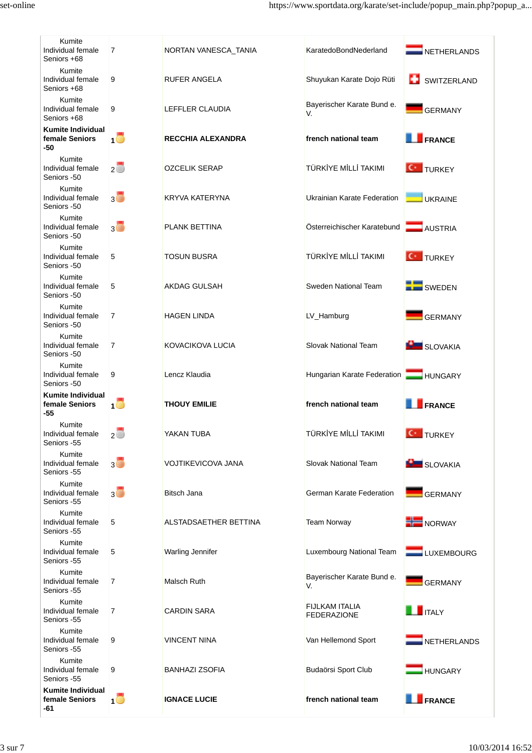| | | | | |
|---|---|---|---|---|
| Kumite Individual female Seniors +68 | 7 | NORTAN VANESCA_TANIA | KaratedoBondNederland | NETHERLANDS |
| Kumite Individual female Seniors +68 | 9 | RUFER ANGELA | Shuyukan Karate Dojo Rüti | SWITZERLAND |
| Kumite Individual female Seniors +68 | 9 | LEFFLER CLAUDIA | Bayerischer Karate Bund e. V. | GERMANY |
| **Kumite Individual female Seniors -50** | **1** | **RECCHIA ALEXANDRA** | **french national team** | **FRANCE** |
| Kumite Individual female Seniors -50 | 2 | OZCELIK SERAP | TÜRKİYE MİLLİ TAKIMI | TURKEY |
| Kumite Individual female Seniors -50 | 3 | KRYVA KATERYNA | Ukrainian Karate Federation | UKRAINE |
| Kumite Individual female Seniors -50 | 3 | PLANK BETTINA | Österreichischer Karatebund | AUSTRIA |
| Kumite Individual female Seniors -50 | 5 | TOSUN BUSRA | TÜRKİYE MİLLİ TAKIMI | TURKEY |
| Kumite Individual female Seniors -50 | 5 | AKDAG GULSAH | Sweden National Team | SWEDEN |
| Kumite Individual female Seniors -50 | 7 | HAGEN LINDA | LV_Hamburg | GERMANY |
| Kumite Individual female Seniors -50 | 7 | KOVACIKOVA LUCIA | Slovak National Team | SLOVAKIA |
| Kumite Individual female Seniors -50 | 9 | Lencz Klaudia | Hungarian Karate Federation | HUNGARY |
| **Kumite Individual female Seniors -55** | **1** | **THOUY EMILIE** | **french national team** | **FRANCE** |
| Kumite Individual female Seniors -55 | 2 | YAKAN TUBA | TÜRKİYE MİLLİ TAKIMI | TURKEY |
| Kumite Individual female Seniors -55 | 3 | VOJTIKEVICOVA JANA | Slovak National Team | SLOVAKIA |
| Kumite Individual female Seniors -55 | 3 | Bitsch Jana | German Karate Federation | GERMANY |
| Kumite Individual female Seniors -55 | 5 | ALSTADSAETHER BETTINA | Team Norway | NORWAY |
| Kumite Individual female Seniors -55 | 5 | Warling Jennifer | Luxembourg National Team | LUXEMBOURG |
| Kumite Individual female Seniors -55 | 7 | Malsch Ruth | Bayerischer Karate Bund e. V. | GERMANY |
| Kumite Individual female Seniors -55 | 7 | CARDIN SARA | FIJLKAM ITALIA FEDERAZIONE | ITALY |
| Kumite Individual female Seniors -55 | 9 | VINCENT NINA | Van Hellemond Sport | NETHERLANDS |
| Kumite Individual female Seniors -55 | 9 | BANHAZI ZSOFIA | Budaörsi Sport Club | HUNGARY |
| **Kumite Individual female Seniors -61** | **1** | **IGNACE LUCIE** | **french national team** | **FRANCE** |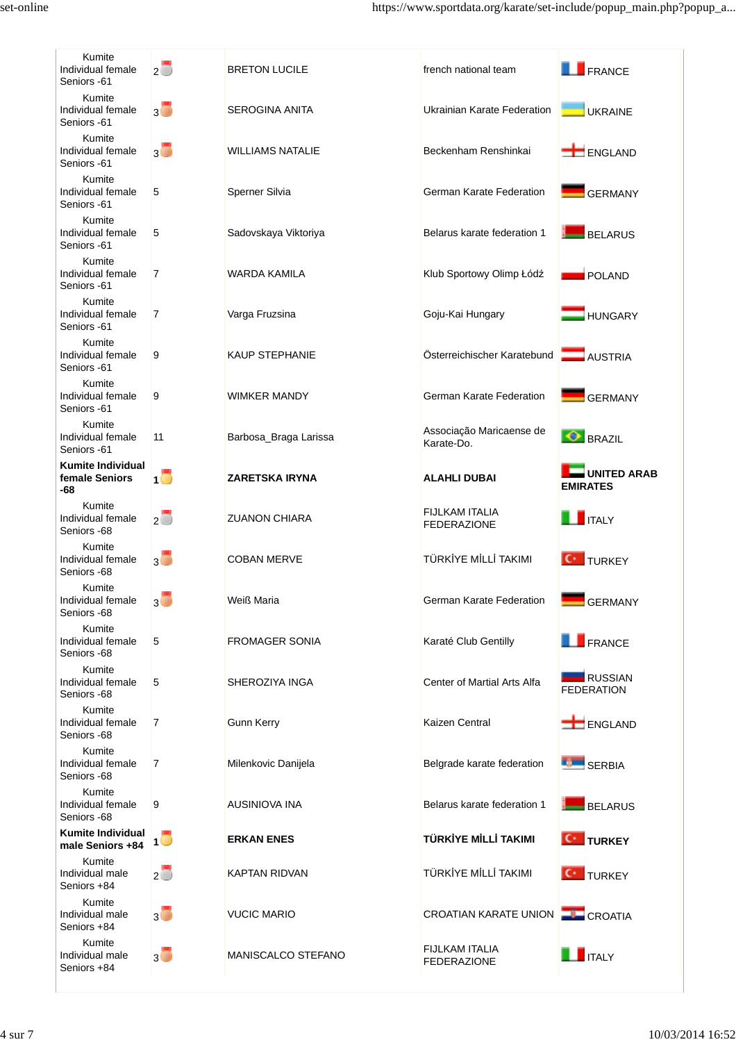| | | | | |
|---|---|---|---|---|
| Kumite Individual female Seniors -61 | 2 | BRETON LUCILE | french national team | FRANCE |
| Kumite Individual female Seniors -61 | 3 | SEROGINA ANITA | Ukrainian Karate Federation | UKRAINE |
| Kumite Individual female Seniors -61 | 3 | WILLIAMS NATALIE | Beckenham Renshinkai | ENGLAND |
| Kumite Individual female Seniors -61 | 5 | Sperner Silvia | German Karate Federation | GERMANY |
| Kumite Individual female Seniors -61 | 5 | Sadovskaya Viktoriya | Belarus karate federation 1 | BELARUS |
| Kumite Individual female Seniors -61 | 7 | WARDA KAMILA | Klub Sportowy Olimp Łódź | POLAND |
| Kumite Individual female Seniors -61 | 7 | Varga Fruzsina | Goju-Kai Hungary | HUNGARY |
| Kumite Individual female Seniors -61 | 9 | KAUP STEPHANIE | Österreichischer Karatebund | AUSTRIA |
| Kumite Individual female Seniors -61 | 9 | WIMKER MANDY | German Karate Federation | GERMANY |
| Kumite Individual female Seniors -61 | 11 | Barbosa_Braga Larissa | Associação Maricaense de Karate-Do. | BRAZIL |
| **Kumite Individual female Seniors -68** | **1** | **ZARETSKA IRYNA** | **ALAHLI DUBAI** | **UNITED ARAB EMIRATES** |
| Kumite Individual female Seniors -68 | 2 | ZUANON CHIARA | FIJLKAM ITALIA FEDERAZIONE | ITALY |
| Kumite Individual female Seniors -68 | 3 | COBAN MERVE | TÜRKİYE MİLLİ TAKIMI | TURKEY |
| Kumite Individual female Seniors -68 | 3 | Weiß Maria | German Karate Federation | GERMANY |
| Kumite Individual female Seniors -68 | 5 | FROMAGER SONIA | Karaté Club Gentilly | FRANCE |
| Kumite Individual female Seniors -68 | 5 | SHEROZIYA INGA | Center of Martial Arts Alfa | RUSSIAN FEDERATION |
| Kumite Individual female Seniors -68 | 7 | Gunn Kerry | Kaizen Central | ENGLAND |
| Kumite Individual female Seniors -68 | 7 | Milenkovic Danijela | Belgrade karate federation | SERBIA |
| Kumite Individual female Seniors -68 | 9 | AUSINIOVA INA | Belarus karate federation 1 | BELARUS |
| **Kumite Individual male Seniors +84** | **1** | **ERKAN ENES** | **TÜRKİYE MİLLİ TAKIMI** | **TURKEY** |
| Kumite Individual male Seniors +84 | 2 | KAPTAN RIDVAN | TÜRKİYE MİLLİ TAKIMI | TURKEY |
| Kumite Individual male Seniors +84 | 3 | VUCIC MARIO | CROATIAN KARATE UNION | CROATIA |
| Kumite Individual male Seniors +84 | 3 | MANISCALCO STEFANO | FIJLKAM ITALIA FEDERAZIONE | ITALY |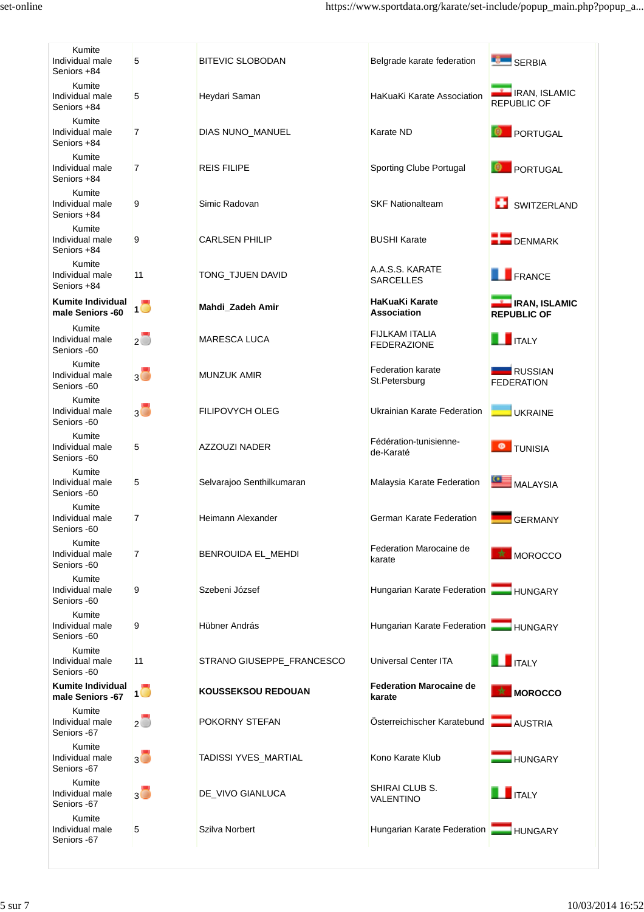| | | | | |
|---|---|---|---|---|
| Kumite Individual male Seniors +84 | 5 | BITEVIC SLOBODAN | Belgrade karate federation | SERBIA |
| Kumite Individual male Seniors +84 | 5 | Heydari Saman | HaKuaKi Karate Association | IRAN, ISLAMIC REPUBLIC OF |
| Kumite Individual male Seniors +84 | 7 | DIAS NUNO_MANUEL | Karate ND | PORTUGAL |
| Kumite Individual male Seniors +84 | 7 | REIS FILIPE | Sporting Clube Portugal | PORTUGAL |
| Kumite Individual male Seniors +84 | 9 | Simic Radovan | SKF Nationalteam | SWITZERLAND |
| Kumite Individual male Seniors +84 | 9 | CARLSEN PHILIP | BUSHI Karate | DENMARK |
| Kumite Individual male Seniors +84 | 11 | TONG_TJUEN DAVID | A.A.S.S. KARATE SARCELLES | FRANCE |
| **Kumite Individual male Seniors -60** | **1** | **Mahdi_Zadeh Amir** | **HaKuaKi Karate Association** | **IRAN, ISLAMIC REPUBLIC OF** |
| Kumite Individual male Seniors -60 | 2 | MARESCA LUCA | FIJLKAM ITALIA FEDERAZIONE | ITALY |
| Kumite Individual male Seniors -60 | 3 | MUNZUK AMIR | Federation karate St.Petersburg | RUSSIAN FEDERATION |
| Kumite Individual male Seniors -60 | 3 | FILIPOVYCH OLEG | Ukrainian Karate Federation | UKRAINE |
| Kumite Individual male Seniors -60 | 5 | AZZOUZI NADER | Fédération-tunisienne-de-Karaté | TUNISIA |
| Kumite Individual male Seniors -60 | 5 | Selvarajoo Senthilkumaran | Malaysia Karate Federation | MALAYSIA |
| Kumite Individual male Seniors -60 | 7 | Heimann Alexander | German Karate Federation | GERMANY |
| Kumite Individual male Seniors -60 | 7 | BENROUIDA EL_MEHDI | Federation Marocaine de karate | MOROCCO |
| Kumite Individual male Seniors -60 | 9 | Szebeni József | Hungarian Karate Federation | HUNGARY |
| Kumite Individual male Seniors -60 | 9 | Hübner András | Hungarian Karate Federation | HUNGARY |
| Kumite Individual male Seniors -60 | 11 | STRANO GIUSEPPE_FRANCESCO | Universal Center ITA | ITALY |
| **Kumite Individual male Seniors -67** | **1** | **KOUSSEKSOU REDOUAN** | **Federation Marocaine de karate** | **MOROCCO** |
| Kumite Individual male Seniors -67 | 2 | POKORNY STEFAN | Österreichischer Karatebund | AUSTRIA |
| Kumite Individual male Seniors -67 | 3 | TADISSI YVES_MARTIAL | Kono Karate Klub | HUNGARY |
| Kumite Individual male Seniors -67 | 3 | DE_VIVO GIANLUCA | SHIRAI CLUB S. VALENTINO | ITALY |
| Kumite Individual male Seniors -67 | 5 | Szilva Norbert | Hungarian Karate Federation | HUNGARY |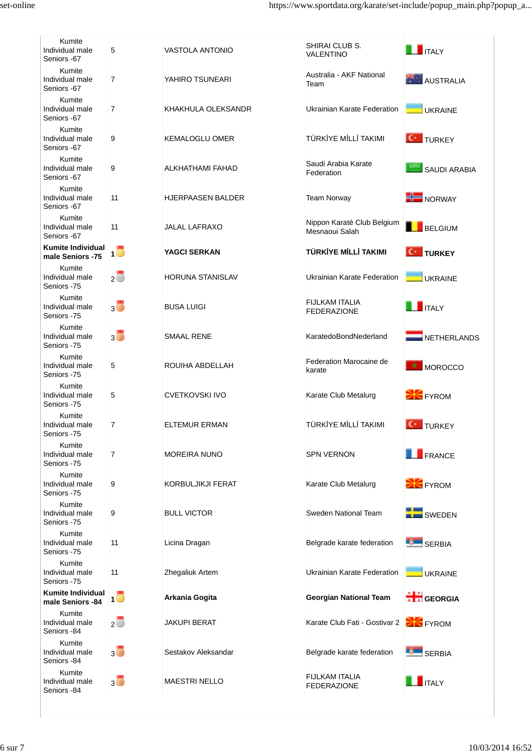| | | | | |
|---|---|---|---|---|
| Kumite Individual male Seniors -67 | 5 | VASTOLA ANTONIO | SHIRAI CLUB S. VALENTINO | ITALY |
| Kumite Individual male Seniors -67 | 7 | YAHIRO TSUNEARI | Australia - AKF National Team | AUSTRALIA |
| Kumite Individual male Seniors -67 | 7 | KHAKHULA OLEKSANDR | Ukrainian Karate Federation | UKRAINE |
| Kumite Individual male Seniors -67 | 9 | KEMALOGLU OMER | TÜRKİYE MİLLİ TAKIMI | TURKEY |
| Kumite Individual male Seniors -67 | 9 | ALKHATHAMI FAHAD | Saudi Arabia Karate Federation | SAUDI ARABIA |
| Kumite Individual male Seniors -67 | 11 | HJERPAASEN BALDER | Team Norway | NORWAY |
| Kumite Individual male Seniors -67 | 11 | JALAL LAFRAXO | Nippon Karaté Club Belgium Mesnaoui Salah | BELGIUM |
| **Kumite Individual male Seniors -75** | **1** | **YAGCI SERKAN** | **TÜRKİYE MİLLİ TAKIMI** | **TURKEY** |
| Kumite Individual male Seniors -75 | 2 | HORUNA STANISLAV | Ukrainian Karate Federation | UKRAINE |
| Kumite Individual male Seniors -75 | 3 | BUSA LUIGI | FIJLKAM ITALIA FEDERAZIONE | ITALY |
| Kumite Individual male Seniors -75 | 3 | SMAAL RENE | KaratedoBondNederland | NETHERLANDS |
| Kumite Individual male Seniors -75 | 5 | ROUIHA ABDELLAH | Federation Marocaine de karate | MOROCCO |
| Kumite Individual male Seniors -75 | 5 | CVETKOVSKI IVO | Karate Club Metalurg | FYROM |
| Kumite Individual male Seniors -75 | 7 | ELTEMUR ERMAN | TÜRKİYE MİLLİ TAKIMI | TURKEY |
| Kumite Individual male Seniors -75 | 7 | MOREIRA NUNO | SPN VERNON | FRANCE |
| Kumite Individual male Seniors -75 | 9 | KORBULJIKJI FERAT | Karate Club Metalurg | FYROM |
| Kumite Individual male Seniors -75 | 9 | BULL VICTOR | Sweden National Team | SWEDEN |
| Kumite Individual male Seniors -75 | 11 | Licina Dragan | Belgrade karate federation | SERBIA |
| Kumite Individual male Seniors -75 | 11 | Zhegaliuk Artem | Ukrainian Karate Federation | UKRAINE |
| **Kumite Individual male Seniors -84** | **1** | **Arkania Gogita** | **Georgian National Team** | **GEORGIA** |
| Kumite Individual male Seniors -84 | 2 | JAKUPI BERAT | Karate Club Fati - Gostivar 2 | FYROM |
| Kumite Individual male Seniors -84 | 3 | Sestakov Aleksandar | Belgrade karate federation | SERBIA |
| Kumite Individual male Seniors -84 | 3 | MAESTRI NELLO | FIJLKAM ITALIA FEDERAZIONE | ITALY |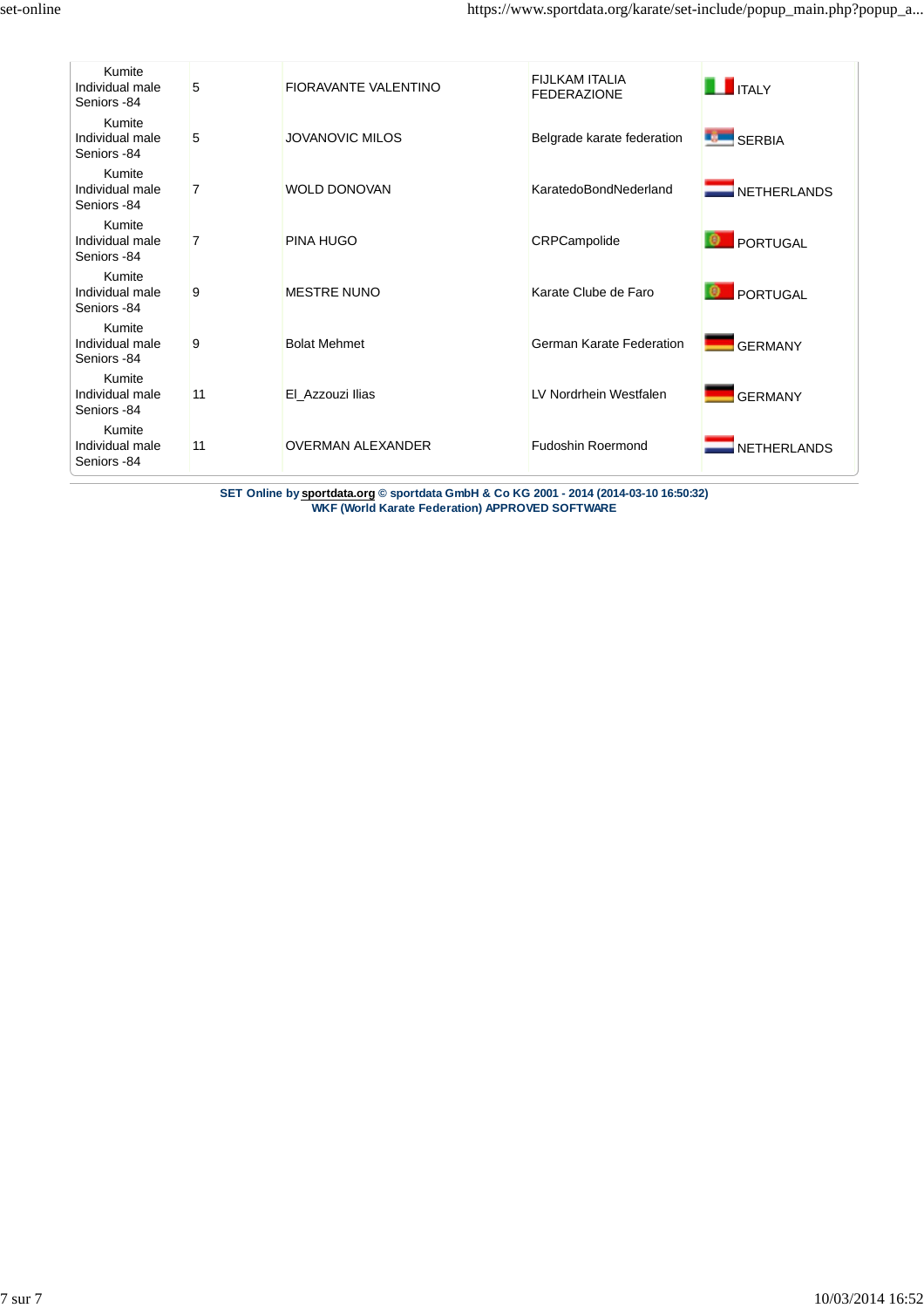| | | | | |
|---|---|---|---|---|
| Kumite Individual male Seniors -84 | 5 | FIORAVANTE VALENTINO | FIJLKAM ITALIA FEDERAZIONE | ITALY |
| Kumite Individual male Seniors -84 | 5 | JOVANOVIC MILOS | Belgrade karate federation | SERBIA |
| Kumite Individual male Seniors -84 | 7 | WOLD DONOVAN | KaratedoBondNederland | NETHERLANDS |
| Kumite Individual male Seniors -84 | 7 | PINA HUGO | CRPCampolide | PORTUGAL |
| Kumite Individual male Seniors -84 | 9 | MESTRE NUNO | Karate Clube de Faro | PORTUGAL |
| Kumite Individual male Seniors -84 | 9 | Bolat Mehmet | German Karate Federation | GERMANY |
| Kumite Individual male Seniors -84 | 11 | El_Azzouzi Ilias | LV Nordrhein Westfalen | GERMANY |
| Kumite Individual male Seniors -84 | 11 | OVERMAN ALEXANDER | Fudoshin Roermond | NETHERLANDS |

**SET Online by sportdata.org © sportdata GmbH & Co KG 2001 - 2014 (2014-03-10 16:50:32)**
**WKF (World Karate Federation) APPROVED SOFTWARE**